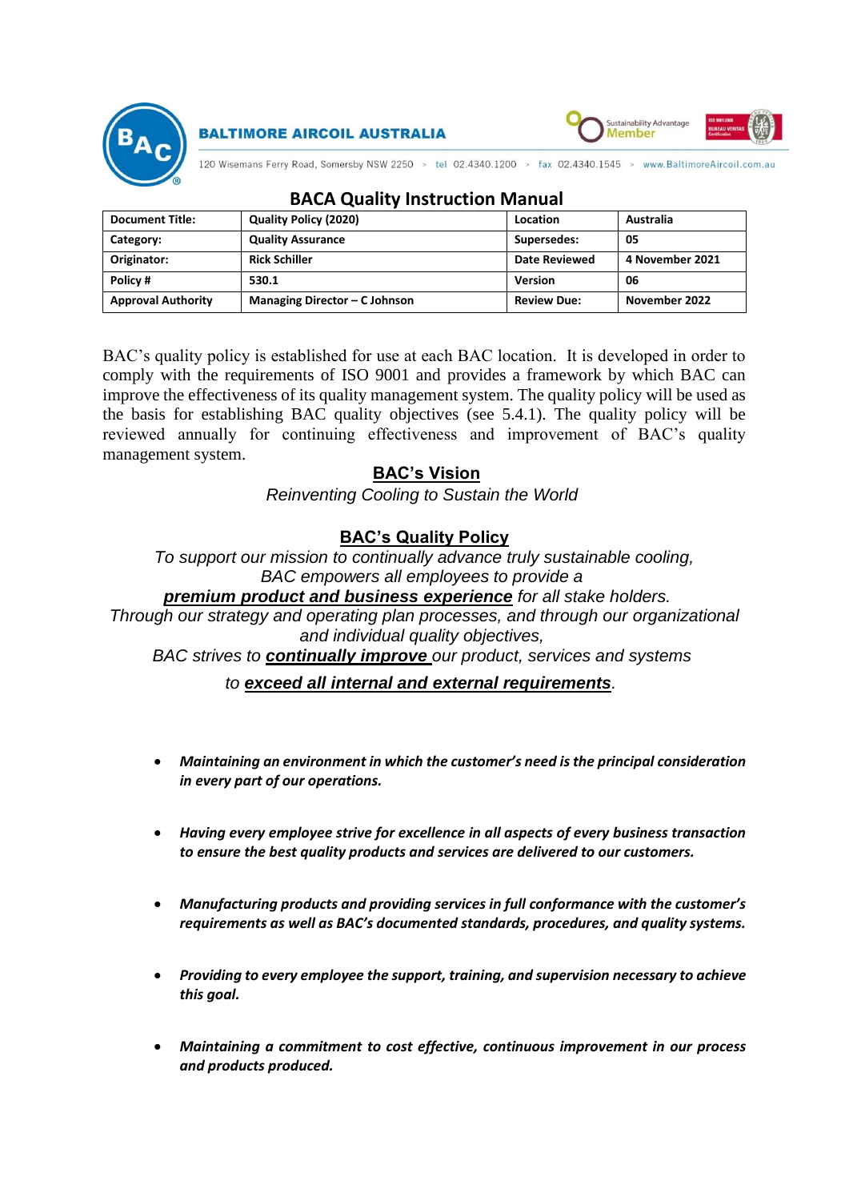BALTIMORE AIRCOIL AUSTRALIA

120 Wisemans Ferry Road, Somersby NSW 2250 > tel 02.4340.1200 > fax 02.4340.1545 > www.BaltimoreAircoil.com.au

# BACA Quality Instruction Manual

| Document Title: | Quality Policy (2020) | Location | Australia |
|---|---|---|---|
| Category: | Quality Assurance | Supersedes: | 05 |
| Originator: | Rick Schiller | Date Reviewed | 4 November 2021 |
| Policy # | 530.1 | Version | 06 |
| Approval Authority | Managing Director – C Johnson | Review Due: | November 2022 |

BAC's quality policy is established for use at each BAC location. It is developed in order to comply with the requirements of ISO 9001 and provides a framework by which BAC can improve the effectiveness of its quality management system. The quality policy will be used as the basis for establishing BAC quality objectives (see 5.4.1). The quality policy will be reviewed annually for continuing effectiveness and improvement of BAC's quality management system.

## BAC's Vision

*Reinventing Cooling to Sustain the World*

## BAC's Quality Policy

*To support our mission to continually advance truly sustainable cooling, BAC empowers all employees to provide a* ***premium product and business experience*** *for all stake holders. Through our strategy and operating plan processes, and through our organizational and individual quality objectives, BAC strives to* ***continually improve*** *our product, services and systems to* ***exceed all internal and external requirements****.*

- ***Maintaining an environment in which the customer's need is the principal consideration in every part of our operations.***
- ***Having every employee strive for excellence in all aspects of every business transaction to ensure the best quality products and services are delivered to our customers.***
- ***Manufacturing products and providing services in full conformance with the customer's requirements as well as BAC's documented standards, procedures, and quality systems.***
- ***Providing to every employee the support, training, and supervision necessary to achieve this goal.***
- ***Maintaining a commitment to cost effective, continuous improvement in our process and products produced.***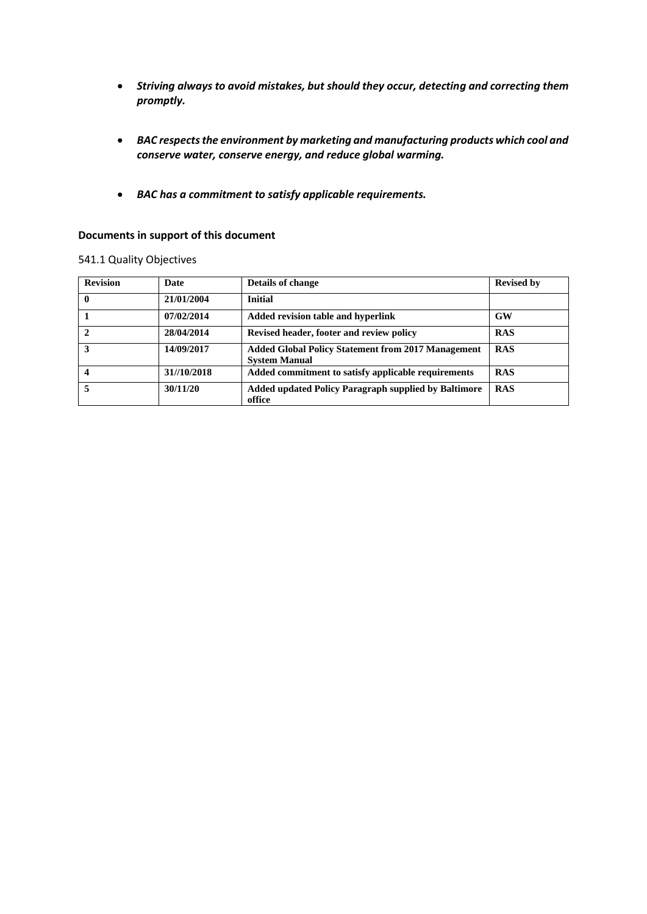- ***Striving always to avoid mistakes, but should they occur, detecting and correcting them promptly.***

- ***BAC respects the environment by marketing and manufacturing products which cool and conserve water, conserve energy, and reduce global warming.***

- ***BAC has a commitment to satisfy applicable requirements.***

**Documents in support of this document**

541.1 Quality Objectives

| Revision | Date | Details of change | Revised by |
|---|---|---|---|
| **0** | **21/01/2004** | **Initial** | |
| **1** | **07/02/2014** | **Added revision table and hyperlink** | **GW** |
| **2** | **28/04/2014** | **Revised header, footer and review policy** | **RAS** |
| **3** | **14/09/2017** | **Added Global Policy Statement from 2017 Management System Manual** | **RAS** |
| **4** | **31//10/2018** | **Added commitment to satisfy applicable requirements** | **RAS** |
| **5** | **30/11/20** | **Added updated Policy Paragraph supplied by Baltimore office** | **RAS** |